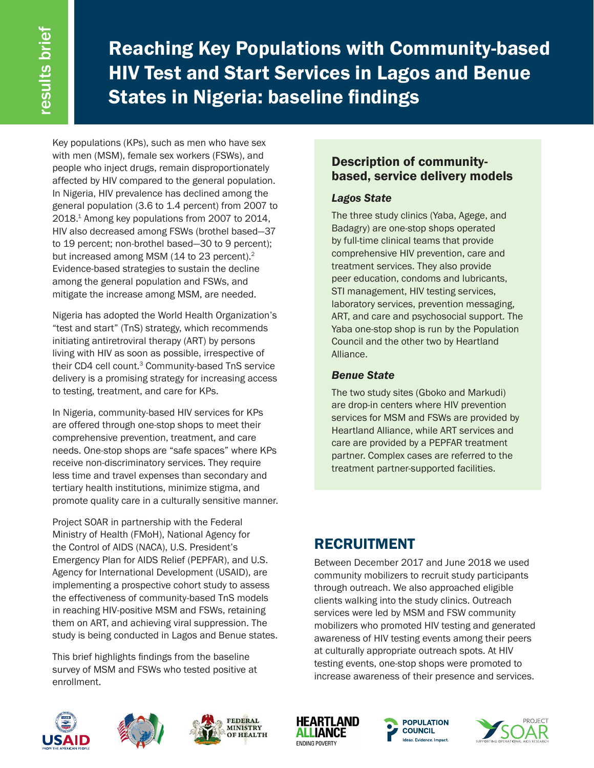results brief

# Reaching Key Populations with Community-based HIV Test and Start Services in Lagos and Benue States in Nigeria: baseline findings

Key populations (KPs), such as men who have sex with men (MSM), female sex workers (FSWs), and people who inject drugs, remain disproportionately affected by HIV compared to the general population. In Nigeria, HIV prevalence has declined among the general population (3.6 to 1.4 percent) from 2007 to 2018.[1] Among key populations from 2007 to 2014, HIV also decreased among FSWs (brothel based—37 to 19 percent; non-brothel based—30 to 9 percent); but increased among MSM (14 to 23 percent).[2] Evidence-based strategies to sustain the decline among the general population and FSWs, and mitigate the increase among MSM, are needed.

Nigeria has adopted the World Health Organization's "test and start" (TnS) strategy, which recommends initiating antiretroviral therapy (ART) by persons living with HIV as soon as possible, irrespective of their CD4 cell count.[3] Community-based TnS service delivery is a promising strategy for increasing access to testing, treatment, and care for KPs.

In Nigeria, community-based HIV services for KPs are offered through one-stop shops to meet their comprehensive prevention, treatment, and care needs. One-stop shops are "safe spaces" where KPs receive non-discriminatory services. They require less time and travel expenses than secondary and tertiary health institutions, minimize stigma, and promote quality care in a culturally sensitive manner.

Project SOAR in partnership with the Federal Ministry of Health (FMoH), National Agency for the Control of AIDS (NACA), U.S. President's Emergency Plan for AIDS Relief (PEPFAR), and U.S. Agency for International Development (USAID), are implementing a prospective cohort study to assess the effectiveness of community-based TnS models in reaching HIV-positive MSM and FSWs, retaining them on ART, and achieving viral suppression. The study is being conducted in Lagos and Benue states.

This brief highlights findings from the baseline survey of MSM and FSWs who tested positive at enrollment.

## Description of community-based, service delivery models

### *Lagos State*

The three study clinics (Yaba, Agege, and Badagry) are one-stop shops operated by full-time clinical teams that provide comprehensive HIV prevention, care and treatment services. They also provide peer education, condoms and lubricants, STI management, HIV testing services, laboratory services, prevention messaging, ART, and care and psychosocial support. The Yaba one-stop shop is run by the Population Council and the other two by Heartland Alliance.

### *Benue State*

The two study sites (Gboko and Markudi) are drop-in centers where HIV prevention services for MSM and FSWs are provided by Heartland Alliance, while ART services and care are provided by a PEPFAR treatment partner. Complex cases are referred to the treatment partner-supported facilities.

## RECRUITMENT

Between December 2017 and June 2018 we used community mobilizers to recruit study participants through outreach. We also approached eligible clients walking into the study clinics. Outreach services were led by MSM and FSW community mobilizers who promoted HIV testing and generated awareness of HIV testing events among their peers at culturally appropriate outreach spots. At HIV testing events, one-stop shops were promoted to increase awareness of their presence and services.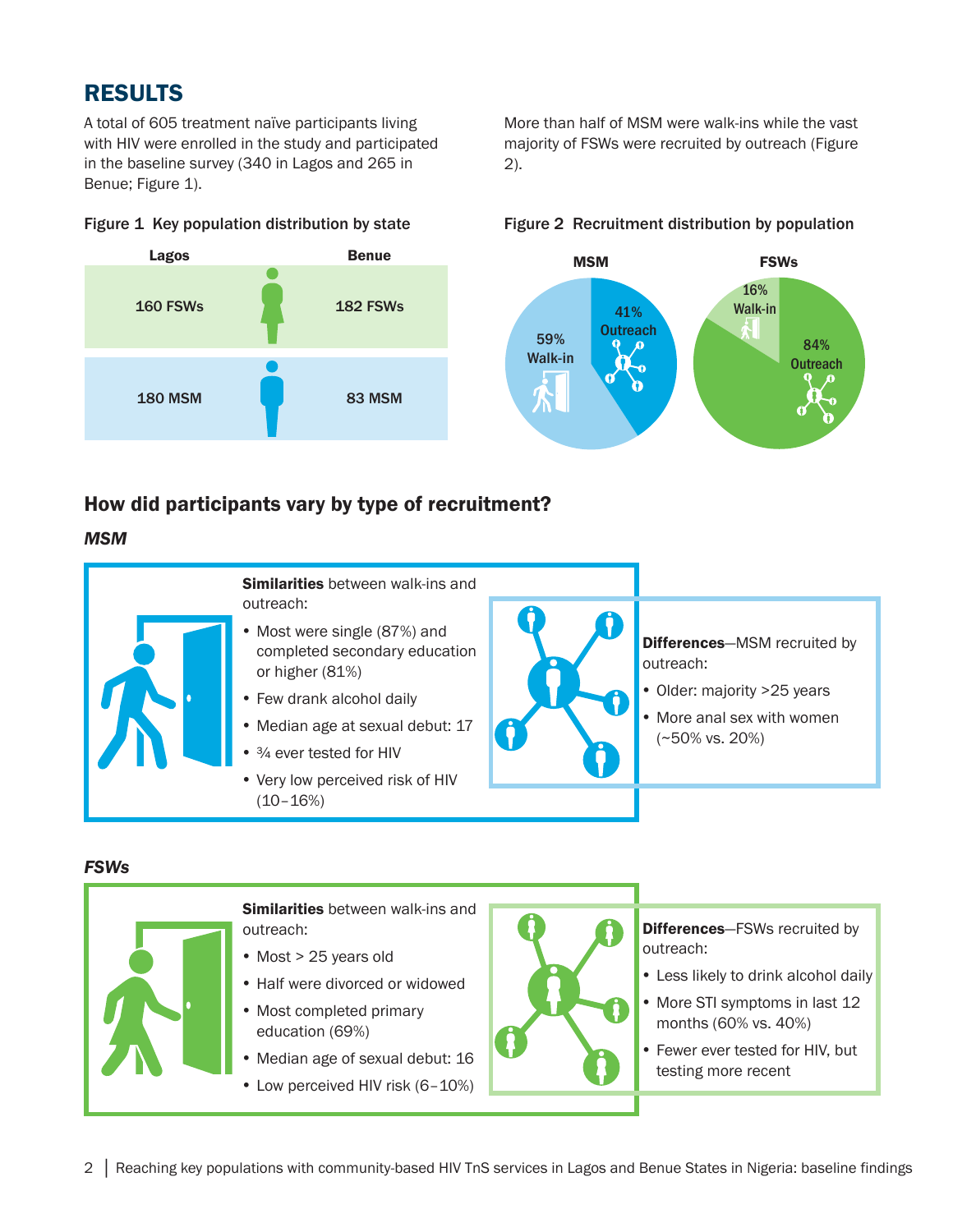## RESULTS

A total of 605 treatment naïve participants living with HIV were enrolled in the study and participated in the baseline survey (340 in Lagos and 265 in Benue; Figure 1).

More than half of MSM were walk-ins while the vast majority of FSWs were recruited by outreach (Figure 2).

**Figure 1** Key population distribution by state

| | Lagos | Benue |
|---|---|---|
| FSWs | 160 FSWs | 182 FSWs |
| MSM | 180 MSM | 83 MSM |

**Figure 2** Recruitment distribution by population

| | MSM | FSWs |
|---|---|---|
| Walk-in | 59% | 16% |
| Outreach | 41% | 84% |

### How did participants vary by type of recruitment?

#### *MSM*

**Similarities** between walk-ins and outreach:

- Most were single (87%) and completed secondary education or higher (81%)
- Few drank alcohol daily
- Median age at sexual debut: 17
- ¾ ever tested for HIV
- Very low perceived risk of HIV (10–16%)

**Differences**—MSM recruited by outreach:

- Older: majority >25 years
- More anal sex with women (~50% vs. 20%)

#### *FSWs*

**Similarities** between walk-ins and outreach:

- Most > 25 years old
- Half were divorced or widowed
- Most completed primary education (69%)
- Median age of sexual debut: 16
- Low perceived HIV risk (6–10%)

**Differences**—FSWs recruited by outreach:

- Less likely to drink alcohol daily
- More STI symptoms in last 12 months (60% vs. 40%)
- Fewer ever tested for HIV, but testing more recent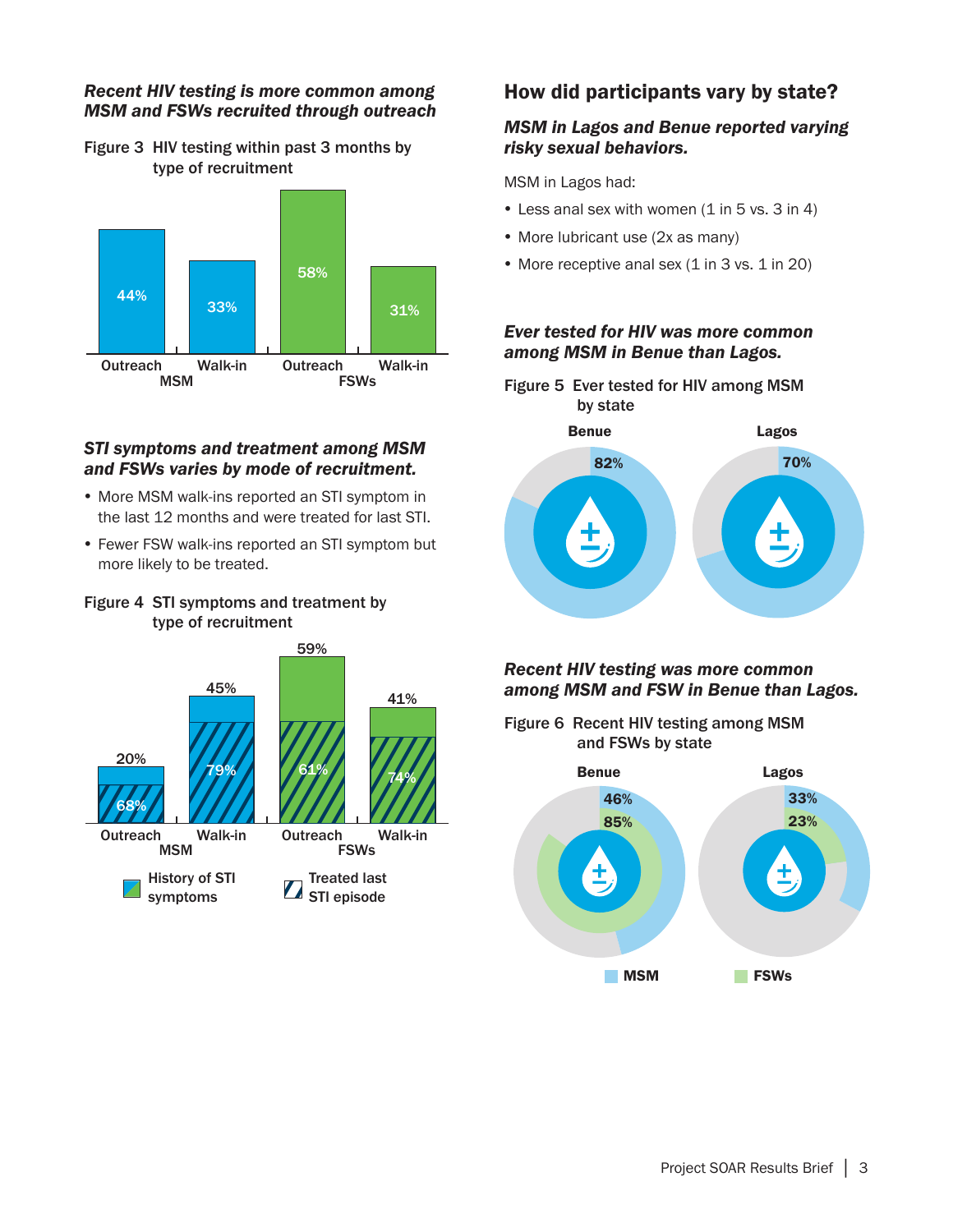### *Recent HIV testing is more common among MSM and FSWs recruited through outreach*

Figure 3 HIV testing within past 3 months by type of recruitment

| | MSM Outreach | MSM Walk-in | FSWs Outreach | FSWs Walk-in |
|---|---|---|---|---|
| HIV testing within past 3 months | 44% | 33% | 58% | 31% |

### *STI symptoms and treatment among MSM and FSWs varies by mode of recruitment.*

- More MSM walk-ins reported an STI symptom in the last 12 months and were treated for last STI.
- Fewer FSW walk-ins reported an STI symptom but more likely to be treated.

Figure 4 STI symptoms and treatment by type of recruitment

| | MSM Outreach | MSM Walk-in | FSWs Outreach | FSWs Walk-in |
|---|---|---|---|---|
| History of STI symptoms | 20% | 45% | 59% | 41% |
| Treated last STI episode | 68% | 79% | 61% | 74% |

## How did participants vary by state?

### *MSM in Lagos and Benue reported varying risky sexual behaviors.*

MSM in Lagos had:

- Less anal sex with women (1 in 5 vs. 3 in 4)
- More lubricant use (2x as many)
- More receptive anal sex (1 in 3 vs. 1 in 20)

### *Ever tested for HIV was more common among MSM in Benue than Lagos.*

Figure 5 Ever tested for HIV among MSM by state

| | Benue | Lagos |
|---|---|---|
| Ever tested for HIV (MSM) | 82% | 70% |

### *Recent HIV testing was more common among MSM and FSW in Benue than Lagos.*

Figure 6 Recent HIV testing among MSM and FSWs by state

| | Benue | Lagos |
|---|---|---|
| MSM | 46% | 33% |
| FSWs | 85% | 23% |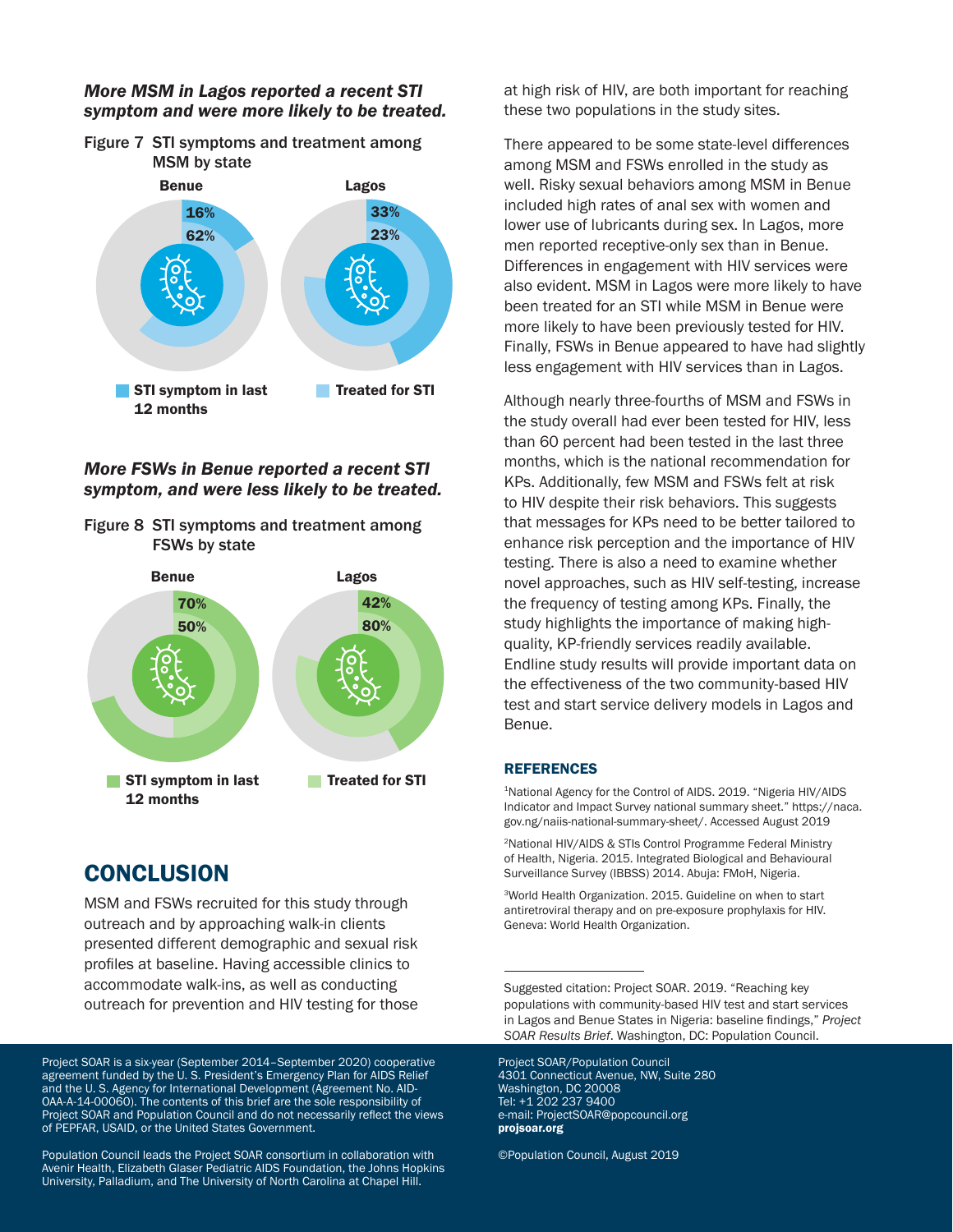***More MSM in Lagos reported a recent STI symptom and were more likely to be treated.***

**Figure 7** STI symptoms and treatment among MSM by state

**Benue**

16%

62%

**Lagos**

33%

23%

**STI symptom in last 12 months**

**Treated for STI**

***More FSWs in Benue reported a recent STI symptom, and were less likely to be treated.***

**Figure 8** STI symptoms and treatment among FSWs by state

**Benue**

70%

50%

**Lagos**

42%

80%

**STI symptom in last 12 months**

**Treated for STI**

## CONCLUSION

MSM and FSWs recruited for this study through outreach and by approaching walk-in clients presented different demographic and sexual risk profiles at baseline. Having accessible clinics to accommodate walk-ins, as well as conducting outreach for prevention and HIV testing for those at high risk of HIV, are both important for reaching these two populations in the study sites.

There appeared to be some state-level differences among MSM and FSWs enrolled in the study as well. Risky sexual behaviors among MSM in Benue included high rates of anal sex with women and lower use of lubricants during sex. In Lagos, more men reported receptive-only sex than in Benue. Differences in engagement with HIV services were also evident. MSM in Lagos were more likely to have been treated for an STI while MSM in Benue were more likely to have been previously tested for HIV. Finally, FSWs in Benue appeared to have had slightly less engagement with HIV services than in Lagos.

Although nearly three-fourths of MSM and FSWs in the study overall had ever been tested for HIV, less than 60 percent had been tested in the last three months, which is the national recommendation for KPs. Additionally, few MSM and FSWs felt at risk to HIV despite their risk behaviors. This suggests that messages for KPs need to be better tailored to enhance risk perception and the importance of HIV testing. There is also a need to examine whether novel approaches, such as HIV self-testing, increase the frequency of testing among KPs. Finally, the study highlights the importance of making high-quality, KP-friendly services readily available. Endline study results will provide important data on the effectiveness of the two community-based HIV test and start service delivery models in Lagos and Benue.

### REFERENCES

[1]National Agency for the Control of AIDS. 2019. "Nigeria HIV/AIDS Indicator and Impact Survey national summary sheet." https://naca.gov.ng/naiis-national-summary-sheet/. Accessed August 2019

[2]National HIV/AIDS & STIs Control Programme Federal Ministry of Health, Nigeria. 2015. Integrated Biological and Behavioural Surveillance Survey (IBBSS) 2014. Abuja: FMoH, Nigeria.

[3]World Health Organization. 2015. Guideline on when to start antiretroviral therapy and on pre-exposure prophylaxis for HIV. Geneva: World Health Organization.

Suggested citation: Project SOAR. 2019. "Reaching key populations with community-based HIV test and start services in Lagos and Benue States in Nigeria: baseline findings," *Project SOAR Results Brief*. Washington, DC: Population Council.

Project SOAR is a six-year (September 2014–September 2020) cooperative agreement funded by the U. S. President's Emergency Plan for AIDS Relief and the U. S. Agency for International Development (Agreement No. AID-OAA-A-14-00060). The contents of this brief are the sole responsibility of Project SOAR and Population Council and do not necessarily reflect the views of PEPFAR, USAID, or the United States Government.

Population Council leads the Project SOAR consortium in collaboration with Avenir Health, Elizabeth Glaser Pediatric AIDS Foundation, the Johns Hopkins University, Palladium, and The University of North Carolina at Chapel Hill.

Project SOAR/Population Council
4301 Connecticut Avenue, NW, Suite 280
Washington, DC 20008
Tel: +1 202 237 9400
e-mail: ProjectSOAR@popcouncil.org
**projsoar.org**

©Population Council, August 2019